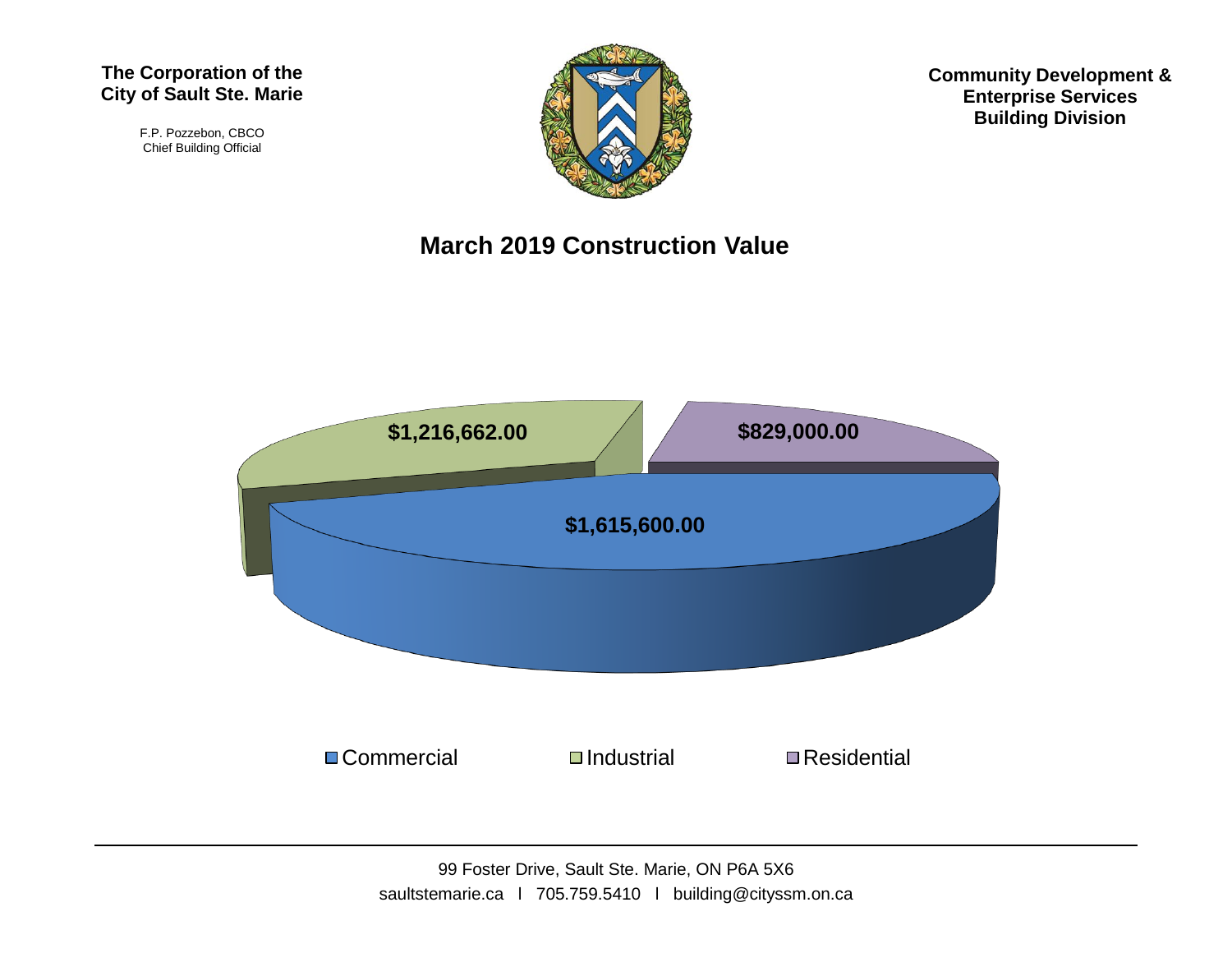**The Corporation of the City of Sault Ste. Marie**

F.P. Pozzebon, CBCO
Chief Building Official

**Community Development & Enterprise Services Building Division**

# March 2019 Construction Value

| Category | Value |
|---|---|
| Commercial | $1,615,600.00 |
| Industrial | $1,216,662.00 |
| Residential | $829,000.00 |

99 Foster Drive, Sault Ste. Marie, ON P6A 5X6
saultstemarie.ca l 705.759.5410 l building@cityssm.on.ca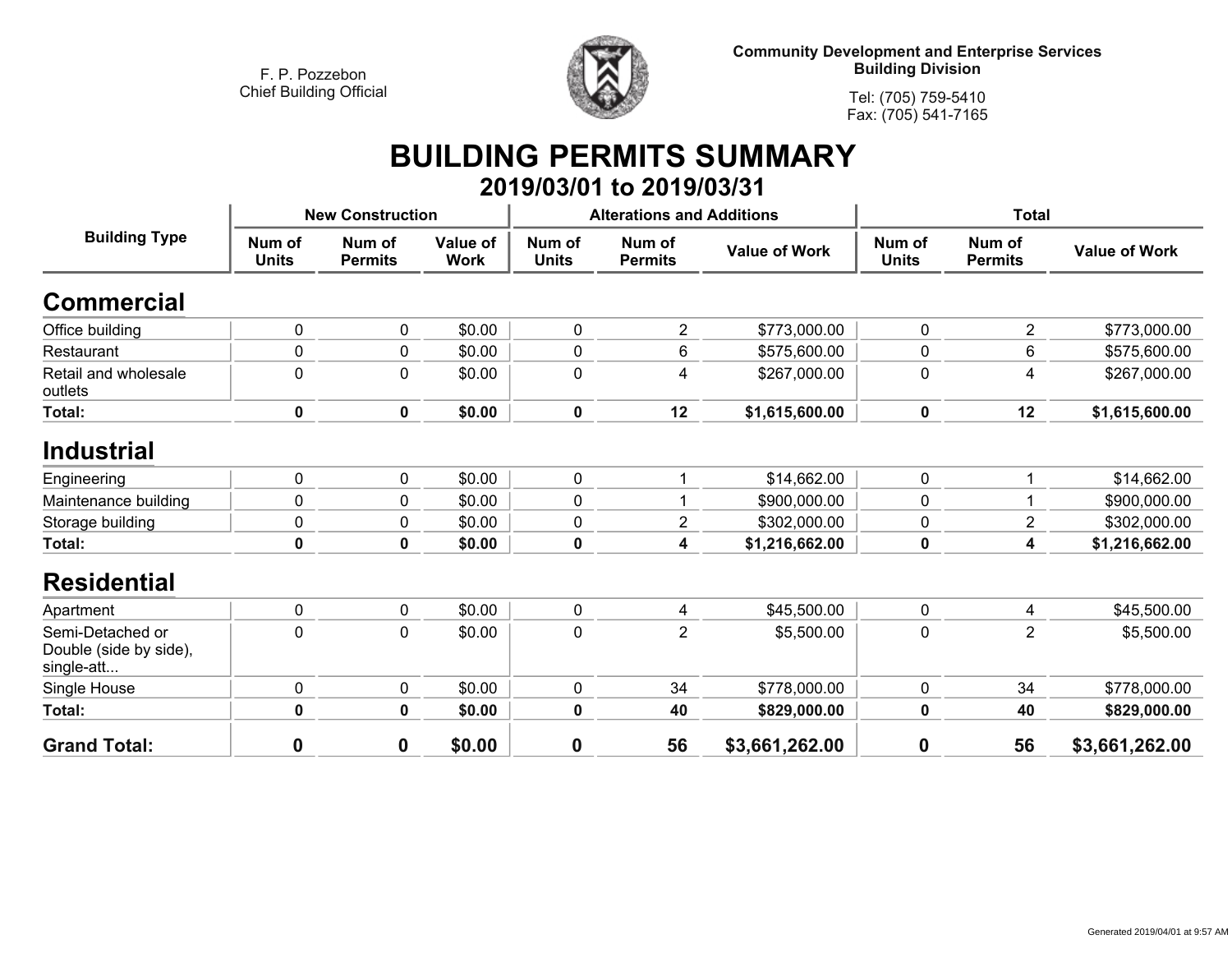F. P. Pozzebon
Chief Building Official

Community Development and Enterprise Services
Building Division

Tel: (705) 759-5410
Fax: (705) 541-7165

# BUILDING PERMITS SUMMARY

## 2019/03/01 to 2019/03/31

| Building Type | New Construction | | | Alterations and Additions | | | Total | | |
|---|---|---|---|---|---|---|---|---|---|
| | Num of Units | Num of Permits | Value of Work | Num of Units | Num of Permits | Value of Work | Num of Units | Num of Permits | Value of Work |
| **Commercial** | | | | | | | | | |
| Office building | 0 | 0 | $0.00 | 0 | 2 | $773,000.00 | 0 | 2 | $773,000.00 |
| Restaurant | 0 | 0 | $0.00 | 0 | 6 | $575,600.00 | 0 | 6 | $575,600.00 |
| Retail and wholesale outlets | 0 | 0 | $0.00 | 0 | 4 | $267,000.00 | 0 | 4 | $267,000.00 |
| **Total:** | **0** | **0** | **$0.00** | **0** | **12** | **$1,615,600.00** | **0** | **12** | **$1,615,600.00** |
| **Industrial** | | | | | | | | | |
| Engineering | 0 | 0 | $0.00 | 0 | 1 | $14,662.00 | 0 | 1 | $14,662.00 |
| Maintenance building | 0 | 0 | $0.00 | 0 | 1 | $900,000.00 | 0 | 1 | $900,000.00 |
| Storage building | 0 | 0 | $0.00 | 0 | 2 | $302,000.00 | 0 | 2 | $302,000.00 |
| **Total:** | **0** | **0** | **$0.00** | **0** | **4** | **$1,216,662.00** | **0** | **4** | **$1,216,662.00** |
| **Residential** | | | | | | | | | |
| Apartment | 0 | 0 | $0.00 | 0 | 4 | $45,500.00 | 0 | 4 | $45,500.00 |
| Semi-Detached or Double (side by side), single-att... | 0 | 0 | $0.00 | 0 | 2 | $5,500.00 | 0 | 2 | $5,500.00 |
| Single House | 0 | 0 | $0.00 | 0 | 34 | $778,000.00 | 0 | 34 | $778,000.00 |
| **Total:** | **0** | **0** | **$0.00** | **0** | **40** | **$829,000.00** | **0** | **40** | **$829,000.00** |
| **Grand Total:** | **0** | **0** | **$0.00** | **0** | **56** | **$3,661,262.00** | **0** | **56** | **$3,661,262.00** |

Generated 2019/04/01 at 9:57 AM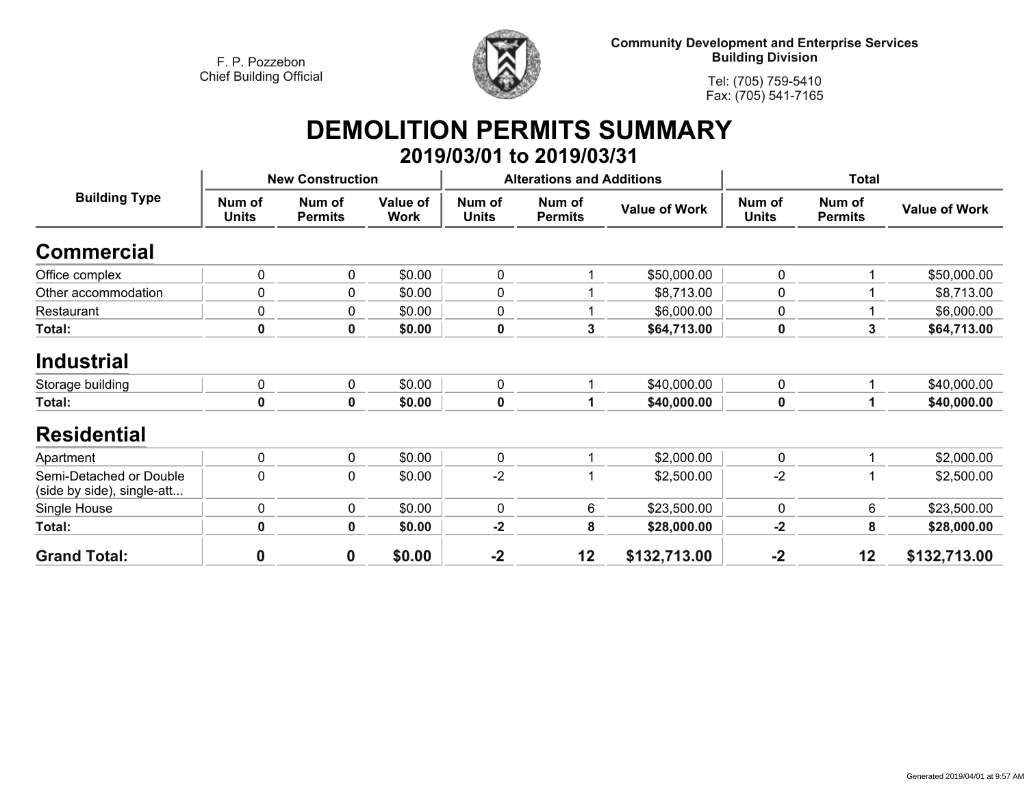F. P. Pozzebon
Chief Building Official

**Community Development and Enterprise Services**
**Building Division**

Tel: (705) 759-5410
Fax: (705) 541-7165

# DEMOLITION PERMITS SUMMARY

## 2019/03/01 to 2019/03/31

| Building Type | New Construction | | | Alterations and Additions | | | Total | | |
|---|---|---|---|---|---|---|---|---|---|
| | Num of Units | Num of Permits | Value of Work | Num of Units | Num of Permits | Value of Work | Num of Units | Num of Permits | Value of Work |
| **Commercial** | | | | | | | | | |
| Office complex | 0 | 0 | $0.00 | 0 | 1 | $50,000.00 | 0 | 1 | $50,000.00 |
| Other accommodation | 0 | 0 | $0.00 | 0 | 1 | $8,713.00 | 0 | 1 | $8,713.00 |
| Restaurant | 0 | 0 | $0.00 | 0 | 1 | $6,000.00 | 0 | 1 | $6,000.00 |
| **Total:** | **0** | **0** | **$0.00** | **0** | **3** | **$64,713.00** | **0** | **3** | **$64,713.00** |
| **Industrial** | | | | | | | | | |
| Storage building | 0 | 0 | $0.00 | 0 | 1 | $40,000.00 | 0 | 1 | $40,000.00 |
| **Total:** | **0** | **0** | **$0.00** | **0** | **1** | **$40,000.00** | **0** | **1** | **$40,000.00** |
| **Residential** | | | | | | | | | |
| Apartment | 0 | 0 | $0.00 | 0 | 1 | $2,000.00 | 0 | 1 | $2,000.00 |
| Semi-Detached or Double (side by side), single-att... | 0 | 0 | $0.00 | -2 | 1 | $2,500.00 | -2 | 1 | $2,500.00 |
| Single House | 0 | 0 | $0.00 | 0 | 6 | $23,500.00 | 0 | 6 | $23,500.00 |
| **Total:** | **0** | **0** | **$0.00** | **-2** | **8** | **$28,000.00** | **-2** | **8** | **$28,000.00** |
| **Grand Total:** | **0** | **0** | **$0.00** | **-2** | **12** | **$132,713.00** | **-2** | **12** | **$132,713.00** |

Generated 2019/04/01 at 9:57 AM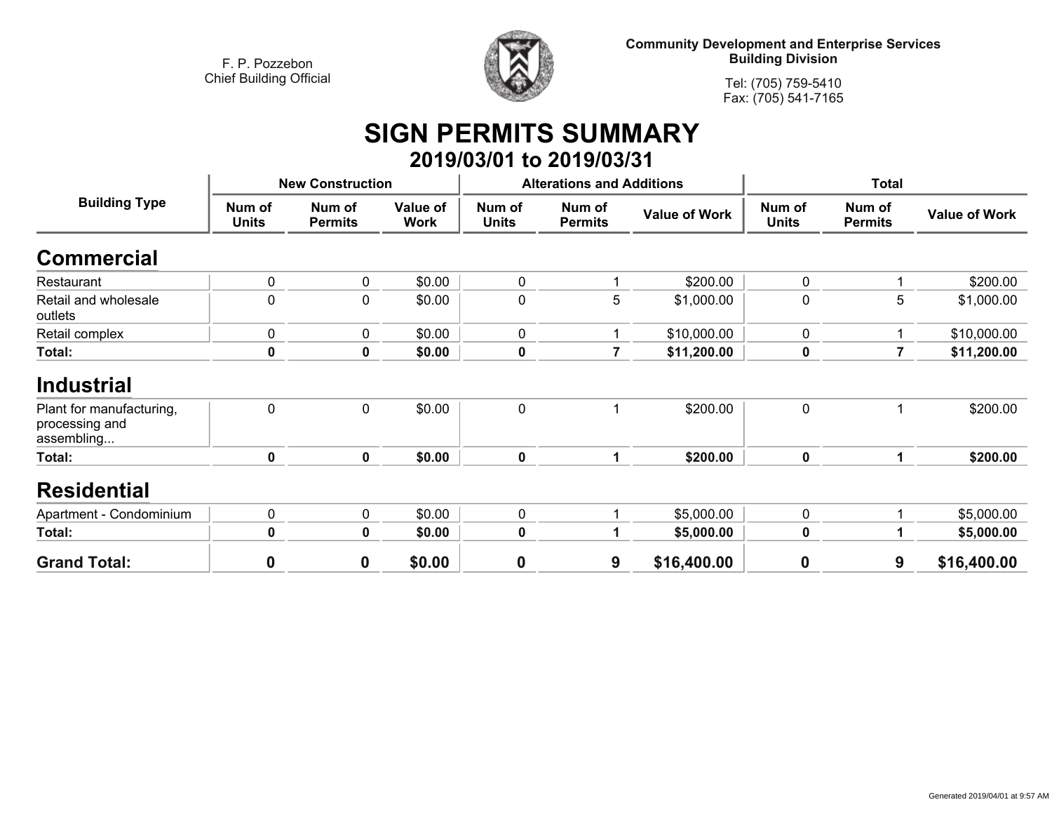F. P. Pozzebon
Chief Building Official

**Community Development and Enterprise Services**
**Building Division**

Tel: (705) 759-5410
Fax: (705) 541-7165

# SIGN PERMITS SUMMARY
## 2019/03/01 to 2019/03/31

| Building Type | New Construction | | | Alterations and Additions | | | Total | | |
|---|---|---|---|---|---|---|---|---|---|
| | Num of Units | Num of Permits | Value of Work | Num of Units | Num of Permits | Value of Work | Num of Units | Num of Permits | Value of Work |
| **Commercial** | | | | | | | | | |
| Restaurant | 0 | 0 | $0.00 | 0 | 1 | $200.00 | 0 | 1 | $200.00 |
| Retail and wholesale outlets | 0 | 0 | $0.00 | 0 | 5 | $1,000.00 | 0 | 5 | $1,000.00 |
| Retail complex | 0 | 0 | $0.00 | 0 | 1 | $10,000.00 | 0 | 1 | $10,000.00 |
| **Total:** | **0** | **0** | **$0.00** | **0** | **7** | **$11,200.00** | **0** | **7** | **$11,200.00** |
| **Industrial** | | | | | | | | | |
| Plant for manufacturing, processing and assembling... | 0 | 0 | $0.00 | 0 | 1 | $200.00 | 0 | 1 | $200.00 |
| **Total:** | **0** | **0** | **$0.00** | **0** | **1** | **$200.00** | **0** | **1** | **$200.00** |
| **Residential** | | | | | | | | | |
| Apartment - Condominium | 0 | 0 | $0.00 | 0 | 1 | $5,000.00 | 0 | 1 | $5,000.00 |
| **Total:** | **0** | **0** | **$0.00** | **0** | **1** | **$5,000.00** | **0** | **1** | **$5,000.00** |
| **Grand Total:** | **0** | **0** | **$0.00** | **0** | **9** | **$16,400.00** | **0** | **9** | **$16,400.00** |

Generated 2019/04/01 at 9:57 AM